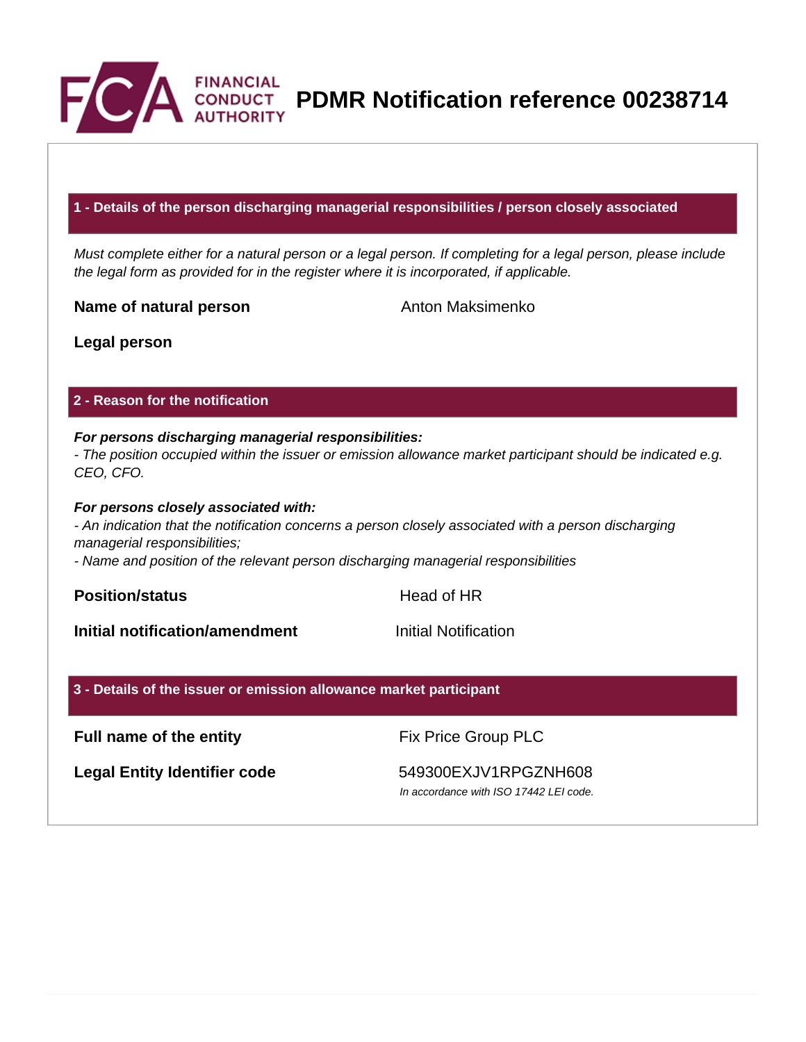# PDMR Notification reference 00238714

## 1 - Details of the person discharging managerial responsibilities / person closely associated

*Must complete either for a natural person or a legal person. If completing for a legal person, please include the legal form as provided for in the register where it is incorporated, if applicable.*

| | |
|---|---|
| **Name of natural person** | Anton Maksimenko |
| **Legal person** | |

## 2 - Reason for the notification

***For persons discharging managerial responsibilities:***
*- The position occupied within the issuer or emission allowance market participant should be indicated e.g. CEO, CFO.*

***For persons closely associated with:***
*- An indication that the notification concerns a person closely associated with a person discharging managerial responsibilities;*
*- Name and position of the relevant person discharging managerial responsibilities*

| | |
|---|---|
| **Position/status** | Head of HR |
| **Initial notification/amendment** | Initial Notification |

## 3 - Details of the issuer or emission allowance market participant

| | |
|---|---|
| **Full name of the entity** | Fix Price Group PLC |
| **Legal Entity Identifier code** | 549300EXJV1RPGZNH608<br>*In accordance with ISO 17442 LEI code.* |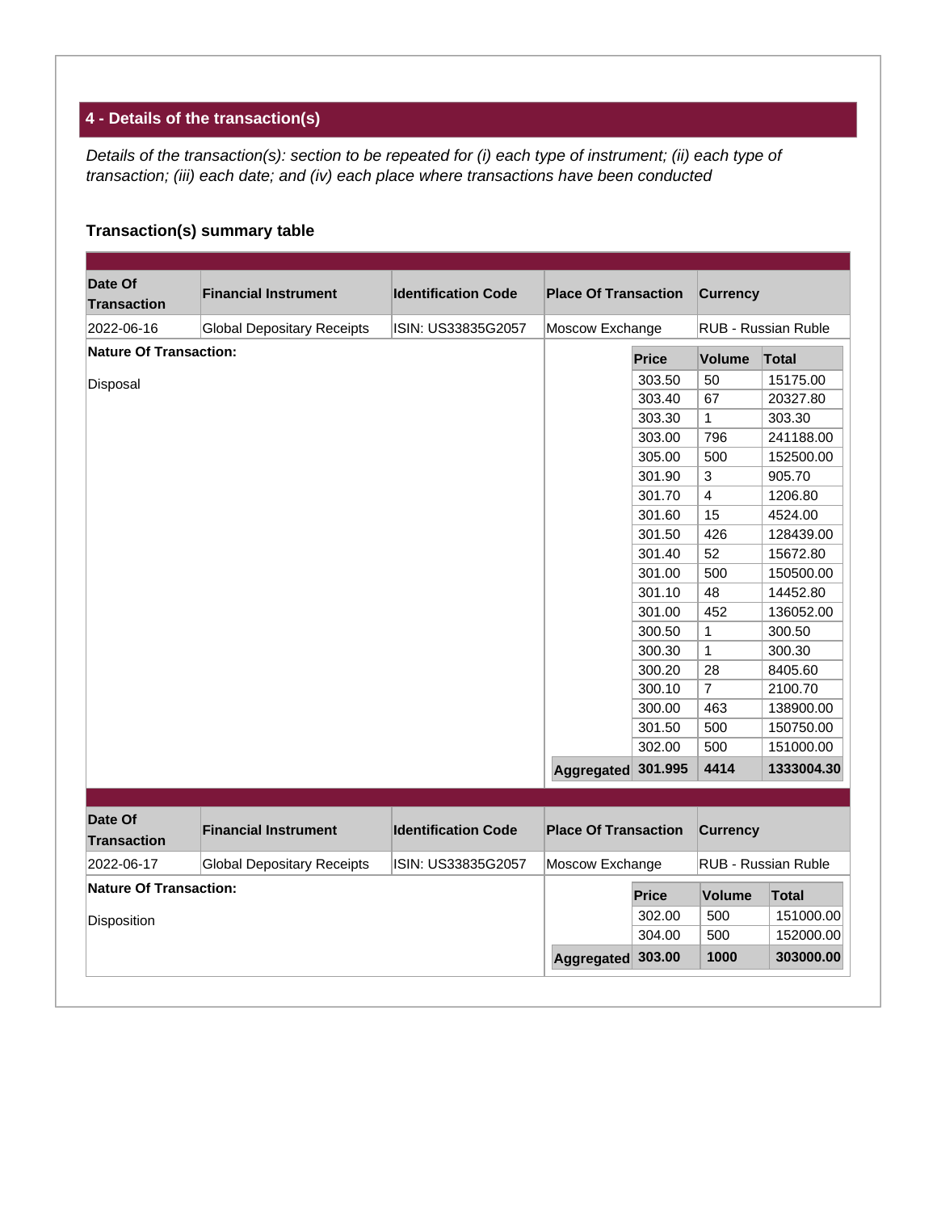## 4 - Details of the transaction(s)

*Details of the transaction(s): section to be repeated for (i) each type of instrument; (ii) each type of transaction; (iii) each date; and (iv) each place where transactions have been conducted*

### Transaction(s) summary table

| Date Of Transaction | Financial Instrument | Identification Code | Place Of Transaction | Currency |
|---|---|---|---|---|
| 2022-06-16 | Global Depositary Receipts | ISIN: US33835G2057 | Moscow Exchange | RUB - Russian Ruble |

**Nature Of Transaction:**

Disposal

| | Price | Volume | Total |
|---|---|---|---|
| | 303.50 | 50 | 15175.00 |
| | 303.40 | 67 | 20327.80 |
| | 303.30 | 1 | 303.30 |
| | 303.00 | 796 | 241188.00 |
| | 305.00 | 500 | 152500.00 |
| | 301.90 | 3 | 905.70 |
| | 301.70 | 4 | 1206.80 |
| | 301.60 | 15 | 4524.00 |
| | 301.50 | 426 | 128439.00 |
| | 301.40 | 52 | 15672.80 |
| | 301.00 | 500 | 150500.00 |
| | 301.10 | 48 | 14452.80 |
| | 301.00 | 452 | 136052.00 |
| | 300.50 | 1 | 300.50 |
| | 300.30 | 1 | 300.30 |
| | 300.20 | 28 | 8405.60 |
| | 300.10 | 7 | 2100.70 |
| | 300.00 | 463 | 138900.00 |
| | 301.50 | 500 | 150750.00 |
| | 302.00 | 500 | 151000.00 |
| **Aggregated** | **301.995** | **4414** | **1333004.30** |

| Date Of Transaction | Financial Instrument | Identification Code | Place Of Transaction | Currency |
|---|---|---|---|---|
| 2022-06-17 | Global Depositary Receipts | ISIN: US33835G2057 | Moscow Exchange | RUB - Russian Ruble |

**Nature Of Transaction:**

Disposition

| | Price | Volume | Total |
|---|---|---|---|
| | 302.00 | 500 | 151000.00 |
| | 304.00 | 500 | 152000.00 |
| **Aggregated** | **303.00** | **1000** | **303000.00** |